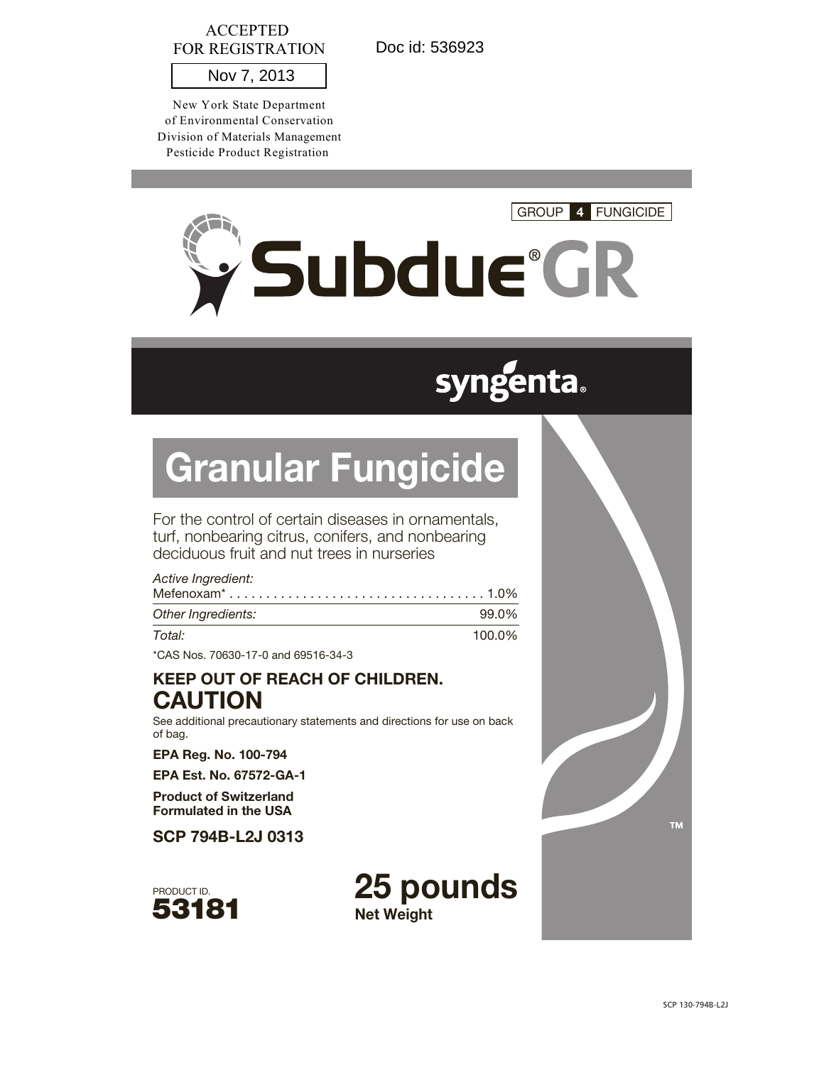ACCEPTED
FOR REGISTRATION

Nov 7, 2013

New York State Department
of Environmental Conservation
Division of Materials Management
Pesticide Product Registration

Doc id: 536923

GROUP **4** FUNGICIDE

# Subdue® GR

syngenta®

## Granular Fungicide

For the control of certain diseases in ornamentals, turf, nonbearing citrus, conifers, and nonbearing deciduous fruit and nut trees in nurseries

| *Active Ingredient:* | |
|---|---|
| Mefenoxam* | 1.0% |
| *Other Ingredients:* | 99.0% |
| *Total:* | 100.0% |

*CAS Nos. 70630-17-0 and 69516-34-3

**KEEP OUT OF REACH OF CHILDREN.**

## CAUTION

See additional precautionary statements and directions for use on back of bag.

**EPA Reg. No. 100-794**

**EPA Est. No. 67572-GA-1**

**Product of Switzerland**
**Formulated in the USA**

**SCP 794B-L2J 0313**

PRODUCT ID.
**53181**

**25 pounds**
**Net Weight**

SCP 130-794B-L2J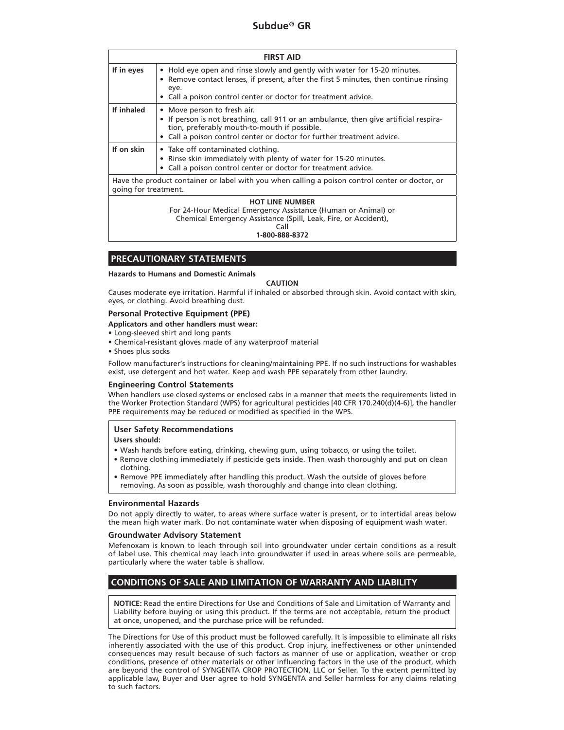| FIRST AID | |
|---|---|
| **If in eyes** | • Hold eye open and rinse slowly and gently with water for 15-20 minutes.<br>• Remove contact lenses, if present, after the first 5 minutes, then continue rinsing eye.<br>• Call a poison control center or doctor for treatment advice. |
| **If inhaled** | • Move person to fresh air.<br>• If person is not breathing, call 911 or an ambulance, then give artificial respiration, preferably mouth-to-mouth if possible.<br>• Call a poison control center or doctor for further treatment advice. |
| **If on skin** | • Take off contaminated clothing.<br>• Rinse skin immediately with plenty of water for 15-20 minutes.<br>• Call a poison control center or doctor for treatment advice. |
| Have the product container or label with you when calling a poison control center or doctor, or going for treatment. | |
| **HOT LINE NUMBER**<br>For 24-Hour Medical Emergency Assistance (Human or Animal) or Chemical Emergency Assistance (Spill, Leak, Fire, or Accident), Call<br>**1-800-888-8372** | |

## PRECAUTIONARY STATEMENTS

**Hazards to Humans and Domestic Animals**

**CAUTION**

Causes moderate eye irritation. Harmful if inhaled or absorbed through skin. Avoid contact with skin, eyes, or clothing. Avoid breathing dust.

### Personal Protective Equipment (PPE)

**Applicators and other handlers must wear:**

- Long-sleeved shirt and long pants
- Chemical-resistant gloves made of any waterproof material
- Shoes plus socks

Follow manufacturer's instructions for cleaning/maintaining PPE. If no such instructions for washables exist, use detergent and hot water. Keep and wash PPE separately from other laundry.

### Engineering Control Statements

When handlers use closed systems or enclosed cabs in a manner that meets the requirements listed in the Worker Protection Standard (WPS) for agricultural pesticides [40 CFR 170.240(d)(4-6)], the handler PPE requirements may be reduced or modified as specified in the WPS.

### User Safety Recommendations

**Users should:**

- Wash hands before eating, drinking, chewing gum, using tobacco, or using the toilet.
- Remove clothing immediately if pesticide gets inside. Then wash thoroughly and put on clean clothing.
- Remove PPE immediately after handling this product. Wash the outside of gloves before removing. As soon as possible, wash thoroughly and change into clean clothing.

### Environmental Hazards

Do not apply directly to water, to areas where surface water is present, or to intertidal areas below the mean high water mark. Do not contaminate water when disposing of equipment wash water.

### Groundwater Advisory Statement

Mefenoxam is known to leach through soil into groundwater under certain conditions as a result of label use. This chemical may leach into groundwater if used in areas where soils are permeable, particularly where the water table is shallow.

## CONDITIONS OF SALE AND LIMITATION OF WARRANTY AND LIABILITY

**NOTICE:** Read the entire Directions for Use and Conditions of Sale and Limitation of Warranty and Liability before buying or using this product. If the terms are not acceptable, return the product at once, unopened, and the purchase price will be refunded.

The Directions for Use of this product must be followed carefully. It is impossible to eliminate all risks inherently associated with the use of this product. Crop injury, ineffectiveness or other unintended consequences may result because of such factors as manner of use or application, weather or crop conditions, presence of other materials or other influencing factors in the use of the product, which are beyond the control of SYNGENTA CROP PROTECTION, LLC or Seller. To the extent permitted by applicable law, Buyer and User agree to hold SYNGENTA and Seller harmless for any claims relating to such factors.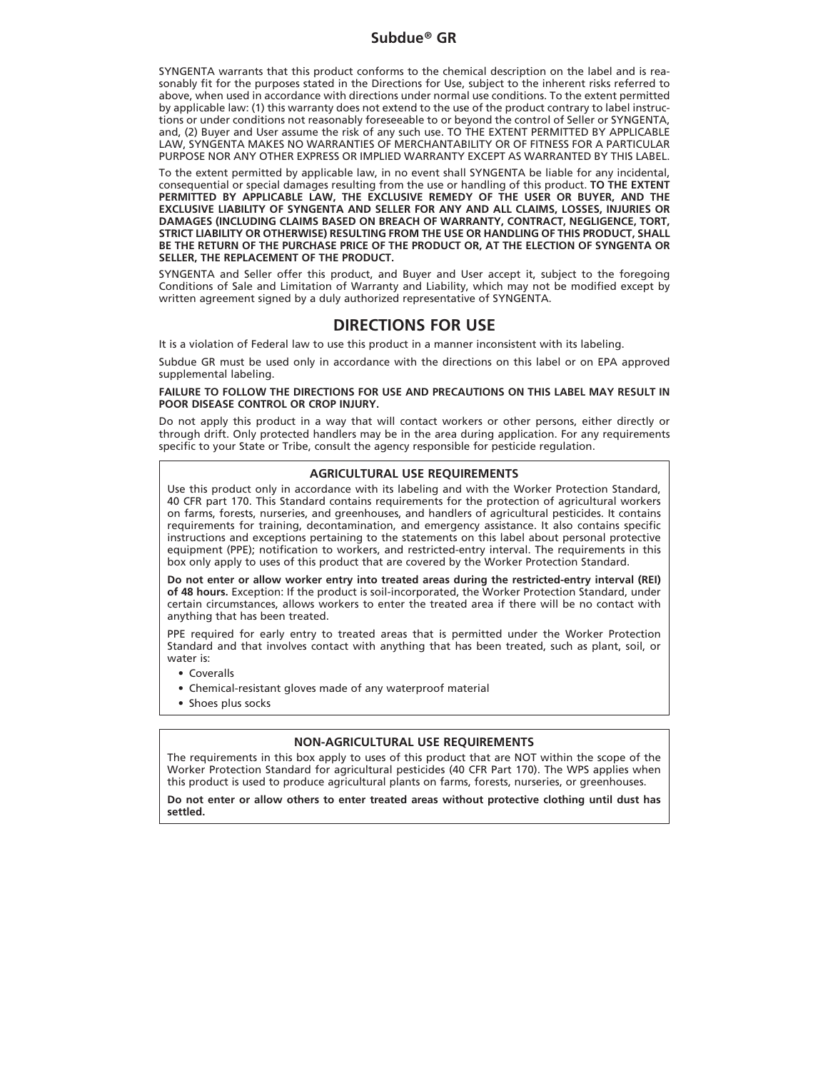SYNGENTA warrants that this product conforms to the chemical description on the label and is reasonably fit for the purposes stated in the Directions for Use, subject to the inherent risks referred to above, when used in accordance with directions under normal use conditions. To the extent permitted by applicable law: (1) this warranty does not extend to the use of the product contrary to label instructions or under conditions not reasonably foreseeable to or beyond the control of Seller or SYNGENTA, and, (2) Buyer and User assume the risk of any such use. TO THE EXTENT PERMITTED BY APPLICABLE LAW, SYNGENTA MAKES NO WARRANTIES OF MERCHANTABILITY OR OF FITNESS FOR A PARTICULAR PURPOSE NOR ANY OTHER EXPRESS OR IMPLIED WARRANTY EXCEPT AS WARRANTED BY THIS LABEL.

To the extent permitted by applicable law, in no event shall SYNGENTA be liable for any incidental, consequential or special damages resulting from the use or handling of this product. **TO THE EXTENT PERMITTED BY APPLICABLE LAW, THE EXCLUSIVE REMEDY OF THE USER OR BUYER, AND THE EXCLUSIVE LIABILITY OF SYNGENTA AND SELLER FOR ANY AND ALL CLAIMS, LOSSES, INJURIES OR DAMAGES (INCLUDING CLAIMS BASED ON BREACH OF WARRANTY, CONTRACT, NEGLIGENCE, TORT, STRICT LIABILITY OR OTHERWISE) RESULTING FROM THE USE OR HANDLING OF THIS PRODUCT, SHALL BE THE RETURN OF THE PURCHASE PRICE OF THE PRODUCT OR, AT THE ELECTION OF SYNGENTA OR SELLER, THE REPLACEMENT OF THE PRODUCT.**

SYNGENTA and Seller offer this product, and Buyer and User accept it, subject to the foregoing Conditions of Sale and Limitation of Warranty and Liability, which may not be modified except by written agreement signed by a duly authorized representative of SYNGENTA.

## DIRECTIONS FOR USE

It is a violation of Federal law to use this product in a manner inconsistent with its labeling.

Subdue GR must be used only in accordance with the directions on this label or on EPA approved supplemental labeling.

**FAILURE TO FOLLOW THE DIRECTIONS FOR USE AND PRECAUTIONS ON THIS LABEL MAY RESULT IN POOR DISEASE CONTROL OR CROP INJURY.**

Do not apply this product in a way that will contact workers or other persons, either directly or through drift. Only protected handlers may be in the area during application. For any requirements specific to your State or Tribe, consult the agency responsible for pesticide regulation.

### AGRICULTURAL USE REQUIREMENTS

Use this product only in accordance with its labeling and with the Worker Protection Standard, 40 CFR part 170. This Standard contains requirements for the protection of agricultural workers on farms, forests, nurseries, and greenhouses, and handlers of agricultural pesticides. It contains requirements for training, decontamination, and emergency assistance. It also contains specific instructions and exceptions pertaining to the statements on this label about personal protective equipment (PPE); notification to workers, and restricted-entry interval. The requirements in this box only apply to uses of this product that are covered by the Worker Protection Standard.

**Do not enter or allow worker entry into treated areas during the restricted-entry interval (REI) of 48 hours.** Exception: If the product is soil-incorporated, the Worker Protection Standard, under certain circumstances, allows workers to enter the treated area if there will be no contact with anything that has been treated.

PPE required for early entry to treated areas that is permitted under the Worker Protection Standard and that involves contact with anything that has been treated, such as plant, soil, or water is:

- Coveralls
- Chemical-resistant gloves made of any waterproof material
- Shoes plus socks

### NON-AGRICULTURAL USE REQUIREMENTS

The requirements in this box apply to uses of this product that are NOT within the scope of the Worker Protection Standard for agricultural pesticides (40 CFR Part 170). The WPS applies when this product is used to produce agricultural plants on farms, forests, nurseries, or greenhouses.

**Do not enter or allow others to enter treated areas without protective clothing until dust has settled.**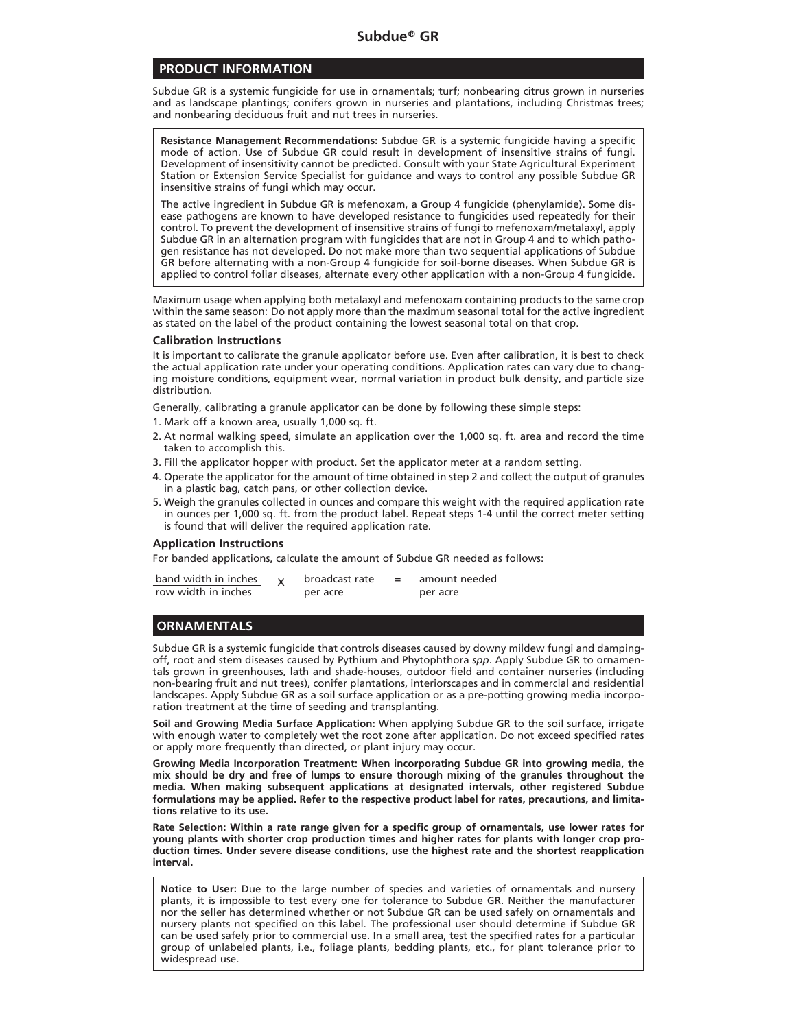# Subdue® GR

## PRODUCT INFORMATION

Subdue GR is a systemic fungicide for use in ornamentals; turf; nonbearing citrus grown in nurseries and as landscape plantings; conifers grown in nurseries and plantations, including Christmas trees; and nonbearing deciduous fruit and nut trees in nurseries.

**Resistance Management Recommendations:** Subdue GR is a systemic fungicide having a specific mode of action. Use of Subdue GR could result in development of insensitive strains of fungi. Development of insensitivity cannot be predicted. Consult with your State Agricultural Experiment Station or Extension Service Specialist for guidance and ways to control any possible Subdue GR insensitive strains of fungi which may occur.

The active ingredient in Subdue GR is mefenoxam, a Group 4 fungicide (phenylamide). Some disease pathogens are known to have developed resistance to fungicides used repeatedly for their control. To prevent the development of insensitive strains of fungi to mefenoxam/metalaxyl, apply Subdue GR in an alternation program with fungicides that are not in Group 4 and to which pathogen resistance has not developed. Do not make more than two sequential applications of Subdue GR before alternating with a non-Group 4 fungicide for soil-borne diseases. When Subdue GR is applied to control foliar diseases, alternate every other application with a non-Group 4 fungicide.

Maximum usage when applying both metalaxyl and mefenoxam containing products to the same crop within the same season: Do not apply more than the maximum seasonal total for the active ingredient as stated on the label of the product containing the lowest seasonal total on that crop.

### Calibration Instructions

It is important to calibrate the granule applicator before use. Even after calibration, it is best to check the actual application rate under your operating conditions. Application rates can vary due to changing moisture conditions, equipment wear, normal variation in product bulk density, and particle size distribution.

Generally, calibrating a granule applicator can be done by following these simple steps:

1. Mark off a known area, usually 1,000 sq. ft.
2. At normal walking speed, simulate an application over the 1,000 sq. ft. area and record the time taken to accomplish this.
3. Fill the applicator hopper with product. Set the applicator meter at a random setting.
4. Operate the applicator for the amount of time obtained in step 2 and collect the output of granules in a plastic bag, catch pans, or other collection device.
5. Weigh the granules collected in ounces and compare this weight with the required application rate in ounces per 1,000 sq. ft. from the product label. Repeat steps 1-4 until the correct meter setting is found that will deliver the required application rate.

### Application Instructions

For banded applications, calculate the amount of Subdue GR needed as follows:

$$\frac{\text{band width in inches}}{\text{row width in inches}} \times \text{broadcast rate per acre} = \text{amount needed per acre}$$

## ORNAMENTALS

Subdue GR is a systemic fungicide that controls diseases caused by downy mildew fungi and damping-off, root and stem diseases caused by Pythium and Phytophthora *spp*. Apply Subdue GR to ornamentals grown in greenhouses, lath and shade-houses, outdoor field and container nurseries (including non-bearing fruit and nut trees), conifer plantations, interiorscapes and in commercial and residential landscapes. Apply Subdue GR as a soil surface application or as a pre-potting growing media incorporation treatment at the time of seeding and transplanting.

**Soil and Growing Media Surface Application:** When applying Subdue GR to the soil surface, irrigate with enough water to completely wet the root zone after application. Do not exceed specified rates or apply more frequently than directed, or plant injury may occur.

**Growing Media Incorporation Treatment: When incorporating Subdue GR into growing media, the mix should be dry and free of lumps to ensure thorough mixing of the granules throughout the media. When making subsequent applications at designated intervals, other registered Subdue formulations may be applied. Refer to the respective product label for rates, precautions, and limitations relative to its use.**

**Rate Selection: Within a rate range given for a specific group of ornamentals, use lower rates for young plants with shorter crop production times and higher rates for plants with longer crop production times. Under severe disease conditions, use the highest rate and the shortest reapplication interval.**

**Notice to User:** Due to the large number of species and varieties of ornamentals and nursery plants, it is impossible to test every one for tolerance to Subdue GR. Neither the manufacturer nor the seller has determined whether or not Subdue GR can be used safely on ornamentals and nursery plants not specified on this label. The professional user should determine if Subdue GR can be used safely prior to commercial use. In a small area, test the specified rates for a particular group of unlabeled plants, i.e., foliage plants, bedding plants, etc., for plant tolerance prior to widespread use.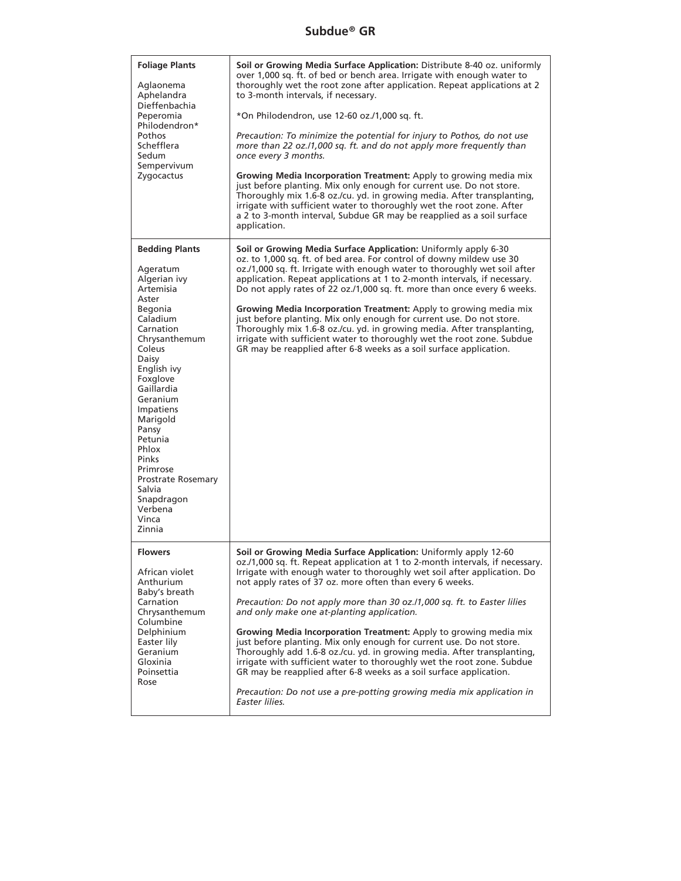# Subdue® GR

| | |
|---|---|
| **Foliage Plants**<br><br>Aglaonema<br>Aphelandra<br>Dieffenbachia<br>Peperomia<br>Philodendron*<br>Pothos<br>Schefflera<br>Sedum<br>Sempervivum<br>Zygocactus | **Soil or Growing Media Surface Application:** Distribute 8-40 oz. uniformly over 1,000 sq. ft. of bed or bench area. Irrigate with enough water to thoroughly wet the root zone after application. Repeat applications at 2 to 3-month intervals, if necessary.<br><br>*On Philodendron, use 12-60 oz./1,000 sq. ft.<br><br>*Precaution: To minimize the potential for injury to Pothos, do not use more than 22 oz./1,000 sq. ft. and do not apply more frequently than once every 3 months.*<br><br>**Growing Media Incorporation Treatment:** Apply to growing media mix just before planting. Mix only enough for current use. Do not store. Thoroughly mix 1.6-8 oz./cu. yd. in growing media. After transplanting, irrigate with sufficient water to thoroughly wet the root zone. After a 2 to 3-month interval, Subdue GR may be reapplied as a soil surface application. |
| **Bedding Plants**<br><br>Ageratum<br>Algerian ivy<br>Artemisia<br>Aster<br>Begonia<br>Caladium<br>Carnation<br>Chrysanthemum<br>Coleus<br>Daisy<br>English ivy<br>Foxglove<br>Gaillardia<br>Geranium<br>Impatiens<br>Marigold<br>Pansy<br>Petunia<br>Phlox<br>Pinks<br>Primrose<br>Prostrate Rosemary<br>Salvia<br>Snapdragon<br>Verbena<br>Vinca<br>Zinnia | **Soil or Growing Media Surface Application:** Uniformly apply 6-30 oz. to 1,000 sq. ft. of bed area. For control of downy mildew use 30 oz./1,000 sq. ft. Irrigate with enough water to thoroughly wet soil after application. Repeat applications at 1 to 2-month intervals, if necessary. Do not apply rates of 22 oz./1,000 sq. ft. more than once every 6 weeks.<br><br>**Growing Media Incorporation Treatment:** Apply to growing media mix just before planting. Mix only enough for current use. Do not store. Thoroughly mix 1.6-8 oz./cu. yd. in growing media. After transplanting, irrigate with sufficient water to thoroughly wet the root zone. Subdue GR may be reapplied after 6-8 weeks as a soil surface application. |
| **Flowers**<br><br>African violet<br>Anthurium<br>Baby's breath<br>Carnation<br>Chrysanthemum<br>Columbine<br>Delphinium<br>Easter lily<br>Geranium<br>Gloxinia<br>Poinsettia<br>Rose | **Soil or Growing Media Surface Application:** Uniformly apply 12-60 oz./1,000 sq. ft. Repeat application at 1 to 2-month intervals, if necessary. Irrigate with enough water to thoroughly wet soil after application. Do not apply rates of 37 oz. more often than every 6 weeks.<br><br>*Precaution: Do not apply more than 30 oz./1,000 sq. ft. to Easter lilies and only make one at-planting application.*<br><br>**Growing Media Incorporation Treatment:** Apply to growing media mix just before planting. Mix only enough for current use. Do not store. Thoroughly add 1.6-8 oz./cu. yd. in growing media. After transplanting, irrigate with sufficient water to thoroughly wet the root zone. Subdue GR may be reapplied after 6-8 weeks as a soil surface application.<br><br>*Precaution: Do not use a pre-potting growing media mix application in Easter lilies.* |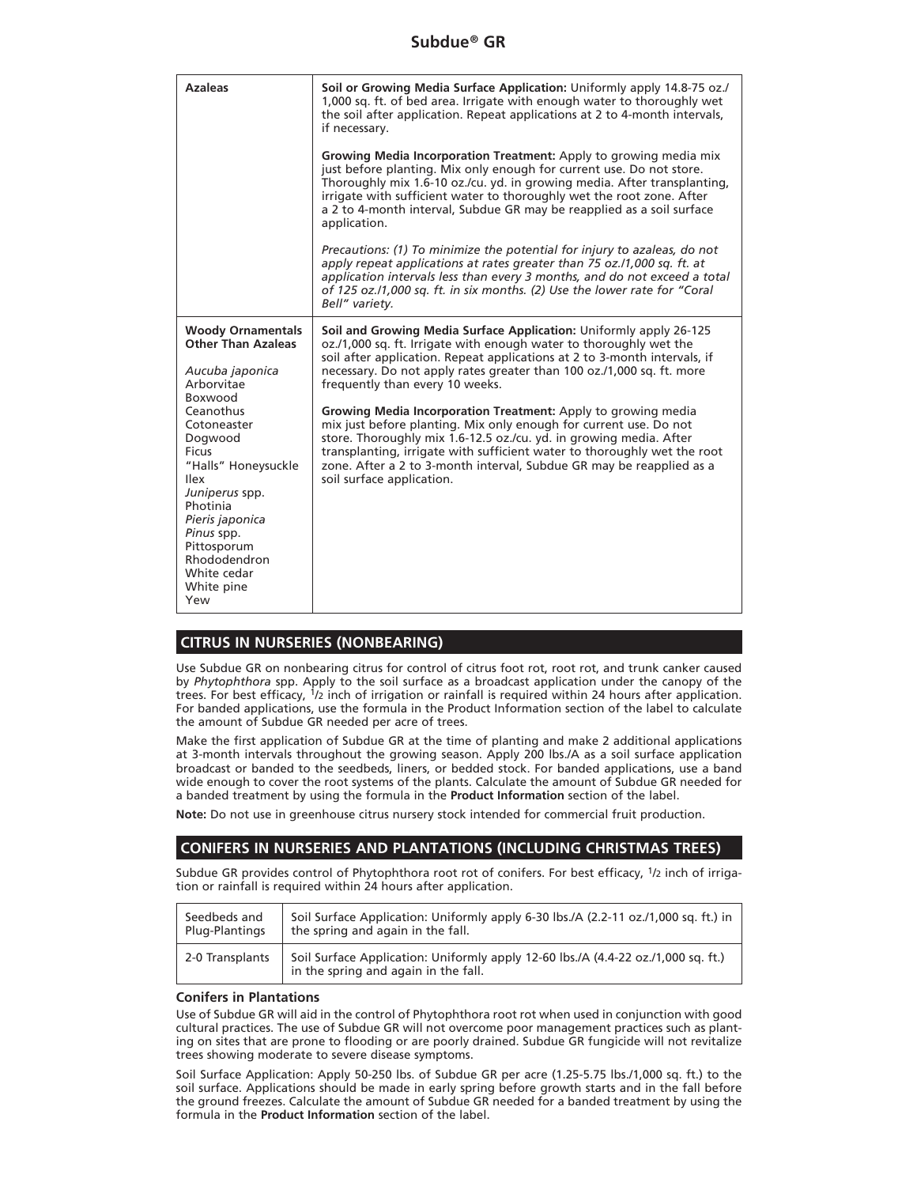| **Azaleas** | **Soil or Growing Media Surface Application:** Uniformly apply 14.8-75 oz./ 1,000 sq. ft. of bed area. Irrigate with enough water to thoroughly wet the soil after application. Repeat applications at 2 to 4-month intervals, if necessary.<br><br>**Growing Media Incorporation Treatment:** Apply to growing media mix just before planting. Mix only enough for current use. Do not store. Thoroughly mix 1.6-10 oz./cu. yd. in growing media. After transplanting, irrigate with sufficient water to thoroughly wet the root zone. After a 2 to 4-month interval, Subdue GR may be reapplied as a soil surface application.<br><br>*Precautions: (1) To minimize the potential for injury to azaleas, do not apply repeat applications at rates greater than 75 oz./1,000 sq. ft. at application intervals less than every 3 months, and do not exceed a total of 125 oz./1,000 sq. ft. in six months. (2) Use the lower rate for "Coral Bell" variety.* |
|---|---|
| **Woody Ornamentals Other Than Azaleas**<br><br>*Aucuba japonica*<br>Arborvitae<br>Boxwood<br>Ceanothus<br>Cotoneaster<br>Dogwood<br>Ficus<br>"Halls" Honeysuckle<br>Ilex<br>*Juniperus* spp.<br>Photinia<br>*Pieris japonica*<br>*Pinus* spp.<br>Pittosporum<br>Rhododendron<br>White cedar<br>White pine<br>Yew | **Soil and Growing Media Surface Application:** Uniformly apply 26-125 oz./1,000 sq. ft. Irrigate with enough water to thoroughly wet the soil after application. Repeat applications at 2 to 3-month intervals, if necessary. Do not apply rates greater than 100 oz./1,000 sq. ft. more frequently than every 10 weeks.<br><br>**Growing Media Incorporation Treatment:** Apply to growing media mix just before planting. Mix only enough for current use. Do not store. Thoroughly mix 1.6-12.5 oz./cu. yd. in growing media. After transplanting, irrigate with sufficient water to thoroughly wet the root zone. After a 2 to 3-month interval, Subdue GR may be reapplied as a soil surface application. |

## CITRUS IN NURSERIES (NONBEARING)

Use Subdue GR on nonbearing citrus for control of citrus foot rot, root rot, and trunk canker caused by *Phytophthora* spp. Apply to the soil surface as a broadcast application under the canopy of the trees. For best efficacy, 1/2 inch of irrigation or rainfall is required within 24 hours after application. For banded applications, use the formula in the Product Information section of the label to calculate the amount of Subdue GR needed per acre of trees.

Make the first application of Subdue GR at the time of planting and make 2 additional applications at 3-month intervals throughout the growing season. Apply 200 lbs./A as a soil surface application broadcast or banded to the seedbeds, liners, or bedded stock. For banded applications, use a band wide enough to cover the root systems of the plants. Calculate the amount of Subdue GR needed for a banded treatment by using the formula in the **Product Information** section of the label.

**Note:** Do not use in greenhouse citrus nursery stock intended for commercial fruit production.

## CONIFERS IN NURSERIES AND PLANTATIONS (INCLUDING CHRISTMAS TREES)

Subdue GR provides control of Phytophthora root rot of conifers. For best efficacy, 1/2 inch of irrigation or rainfall is required within 24 hours after application.

| Seedbeds and Plug-Plantings | Soil Surface Application: Uniformly apply 6-30 lbs./A (2.2-11 oz./1,000 sq. ft.) in the spring and again in the fall. |
|---|---|
| 2-0 Transplants | Soil Surface Application: Uniformly apply 12-60 lbs./A (4.4-22 oz./1,000 sq. ft.) in the spring and again in the fall. |

### Conifers in Plantations

Use of Subdue GR will aid in the control of Phytophthora root rot when used in conjunction with good cultural practices. The use of Subdue GR will not overcome poor management practices such as planting on sites that are prone to flooding or are poorly drained. Subdue GR fungicide will not revitalize trees showing moderate to severe disease symptoms.

Soil Surface Application: Apply 50-250 lbs. of Subdue GR per acre (1.25-5.75 lbs./1,000 sq. ft.) to the soil surface. Applications should be made in early spring before growth starts and in the fall before the ground freezes. Calculate the amount of Subdue GR needed for a banded treatment by using the formula in the **Product Information** section of the label.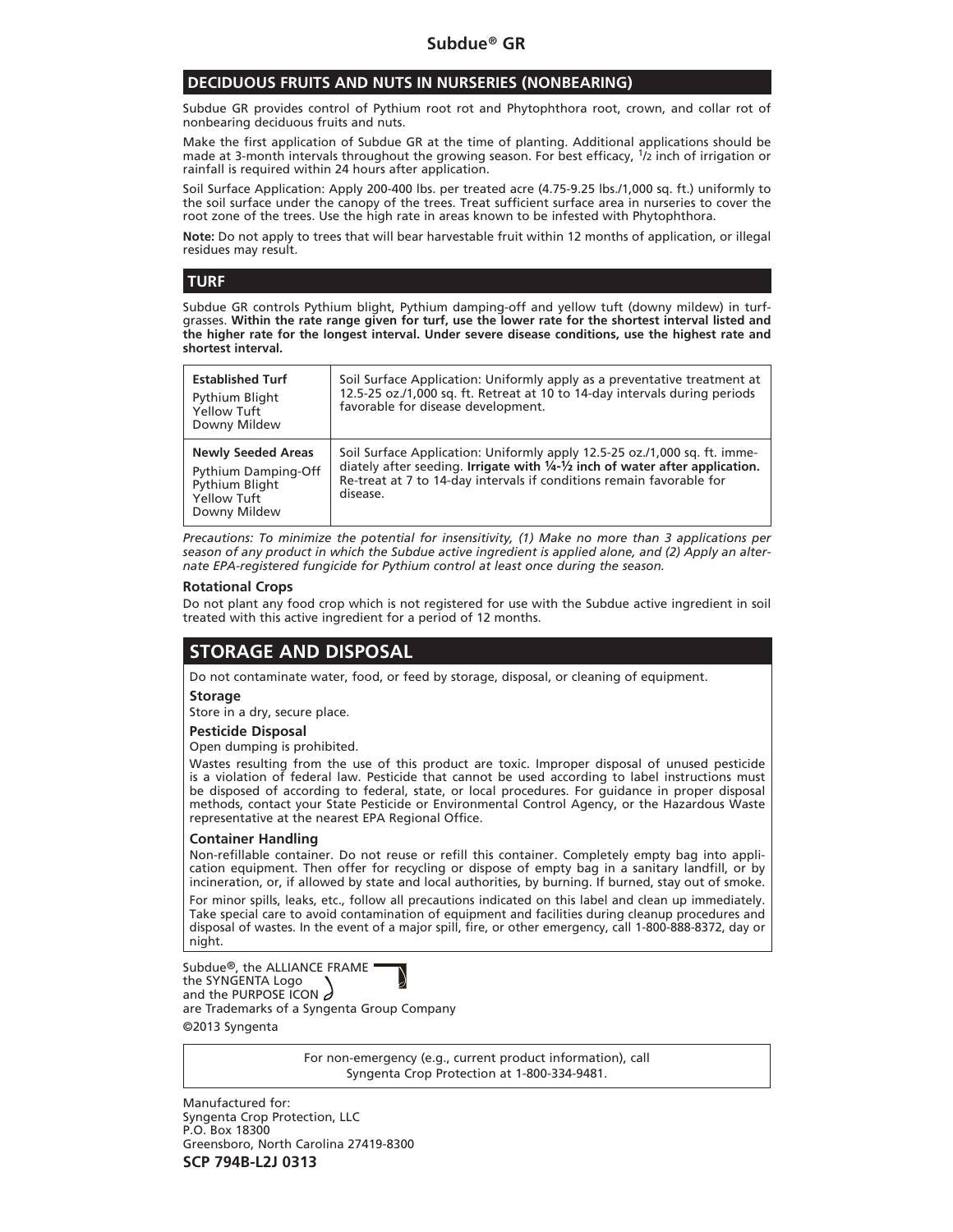## DECIDUOUS FRUITS AND NUTS IN NURSERIES (NONBEARING)

Subdue GR provides control of Pythium root rot and Phytophthora root, crown, and collar rot of nonbearing deciduous fruits and nuts.

Make the first application of Subdue GR at the time of planting. Additional applications should be made at 3-month intervals throughout the growing season. For best efficacy, 1/2 inch of irrigation or rainfall is required within 24 hours after application.

Soil Surface Application: Apply 200-400 lbs. per treated acre (4.75-9.25 lbs./1,000 sq. ft.) uniformly to the soil surface under the canopy of the trees. Treat sufficient surface area in nurseries to cover the root zone of the trees. Use the high rate in areas known to be infested with Phytophthora.

**Note:** Do not apply to trees that will bear harvestable fruit within 12 months of application, or illegal residues may result.

## TURF

Subdue GR controls Pythium blight, Pythium damping-off and yellow tuft (downy mildew) in turfgrasses. **Within the rate range given for turf, use the lower rate for the shortest interval listed and the higher rate for the longest interval. Under severe disease conditions, use the highest rate and shortest interval.**

| | |
|---|---|
| **Established Turf**<br>Pythium Blight<br>Yellow Tuft<br>Downy Mildew | Soil Surface Application: Uniformly apply as a preventative treatment at 12.5-25 oz./1,000 sq. ft. Retreat at 10 to 14-day intervals during periods favorable for disease development. |
| **Newly Seeded Areas**<br>Pythium Damping-Off<br>Pythium Blight<br>Yellow Tuft<br>Downy Mildew | Soil Surface Application: Uniformly apply 12.5-25 oz./1,000 sq. ft. immediately after seeding. **Irrigate with ¼-½ inch of water after application.** Re-treat at 7 to 14-day intervals if conditions remain favorable for disease. |

*Precautions: To minimize the potential for insensitivity, (1) Make no more than 3 applications per season of any product in which the Subdue active ingredient is applied alone, and (2) Apply an alternate EPA-registered fungicide for Pythium control at least once during the season.*

### Rotational Crops

Do not plant any food crop which is not registered for use with the Subdue active ingredient in soil treated with this active ingredient for a period of 12 months.

## STORAGE AND DISPOSAL

Do not contaminate water, food, or feed by storage, disposal, or cleaning of equipment.

**Storage**

Store in a dry, secure place.

**Pesticide Disposal**

Open dumping is prohibited.

Wastes resulting from the use of this product are toxic. Improper disposal of unused pesticide is a violation of federal law. Pesticide that cannot be used according to label instructions must be disposed of according to federal, state, or local procedures. For guidance in proper disposal methods, contact your State Pesticide or Environmental Control Agency, or the Hazardous Waste representative at the nearest EPA Regional Office.

**Container Handling**

Non-refillable container. Do not reuse or refill this container. Completely empty bag into application equipment. Then offer for recycling or dispose of empty bag in a sanitary landfill, or by incineration, or, if allowed by state and local authorities, by burning. If burned, stay out of smoke.

For minor spills, leaks, etc., follow all precautions indicated on this label and clean up immediately. Take special care to avoid contamination of equipment and facilities during cleanup procedures and disposal of wastes. In the event of a major spill, fire, or other emergency, call 1-800-888-8372, day or night.

Subdue®, the ALLIANCE FRAME
the SYNGENTA Logo
and the PURPOSE ICON
are Trademarks of a Syngenta Group Company

©2013 Syngenta

For non-emergency (e.g., current product information), call Syngenta Crop Protection at 1-800-334-9481.

Manufactured for:
Syngenta Crop Protection, LLC
P.O. Box 18300
Greensboro, North Carolina 27419-8300

**SCP 794B-L2J 0313**